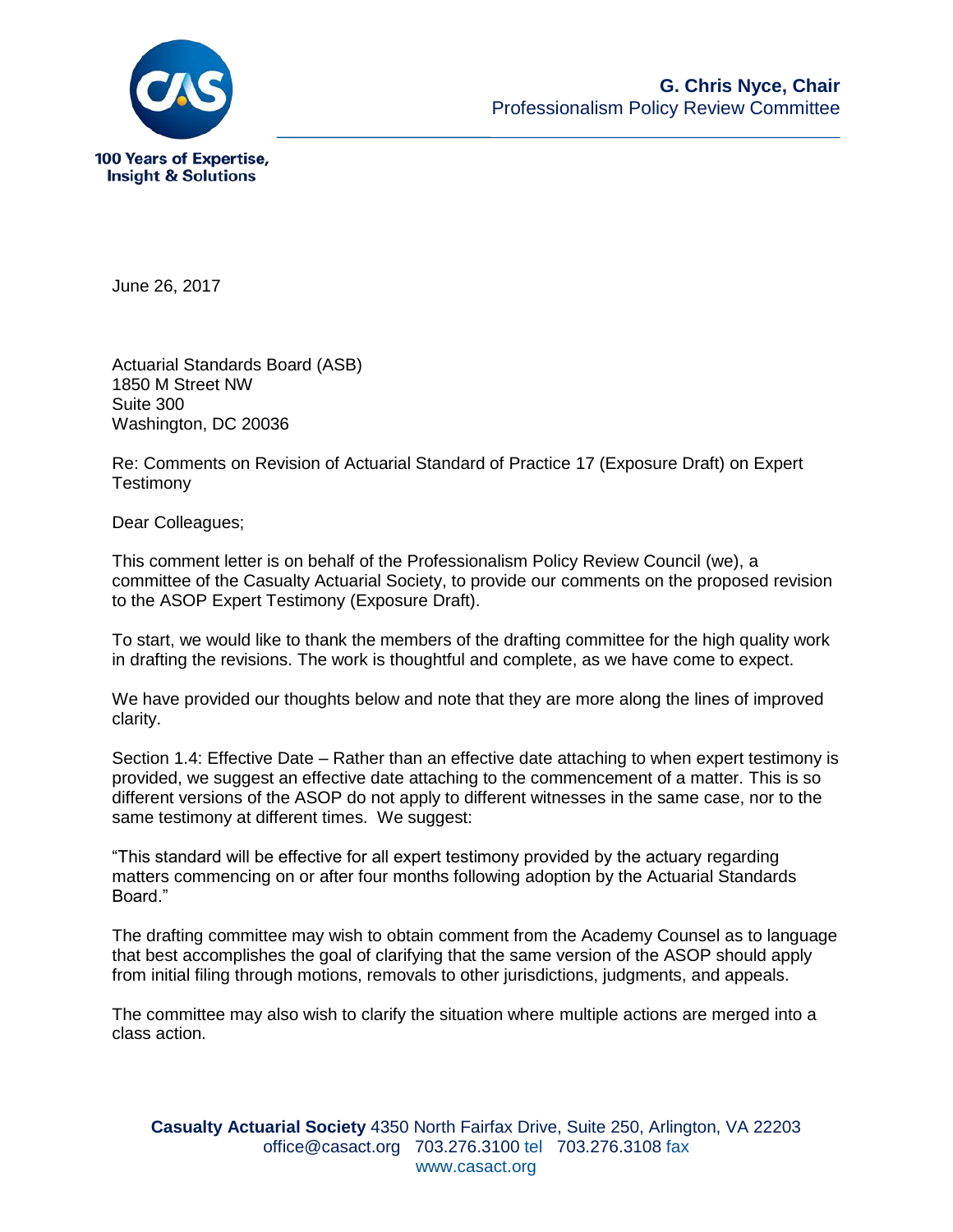100 Years of Expertise, Insight & Solutions

**G. Chris Nyce, Chair**
Professionalism Policy Review Committee

June 26, 2017

Actuarial Standards Board (ASB)
1850 M Street NW
Suite 300
Washington, DC 20036

Re: Comments on Revision of Actuarial Standard of Practice 17 (Exposure Draft) on Expert Testimony

Dear Colleagues;

This comment letter is on behalf of the Professionalism Policy Review Council (we), a committee of the Casualty Actuarial Society, to provide our comments on the proposed revision to the ASOP Expert Testimony (Exposure Draft).

To start, we would like to thank the members of the drafting committee for the high quality work in drafting the revisions. The work is thoughtful and complete, as we have come to expect.

We have provided our thoughts below and note that they are more along the lines of improved clarity.

Section 1.4: Effective Date – Rather than an effective date attaching to when expert testimony is provided, we suggest an effective date attaching to the commencement of a matter. This is so different versions of the ASOP do not apply to different witnesses in the same case, nor to the same testimony at different times. We suggest:

"This standard will be effective for all expert testimony provided by the actuary regarding matters commencing on or after four months following adoption by the Actuarial Standards Board."

The drafting committee may wish to obtain comment from the Academy Counsel as to language that best accomplishes the goal of clarifying that the same version of the ASOP should apply from initial filing through motions, removals to other jurisdictions, judgments, and appeals.

The committee may also wish to clarify the situation where multiple actions are merged into a class action.

**Casualty Actuarial Society** 4350 North Fairfax Drive, Suite 250, Arlington, VA 22203
office@casact.org 703.276.3100 tel 703.276.3108 fax
www.casact.org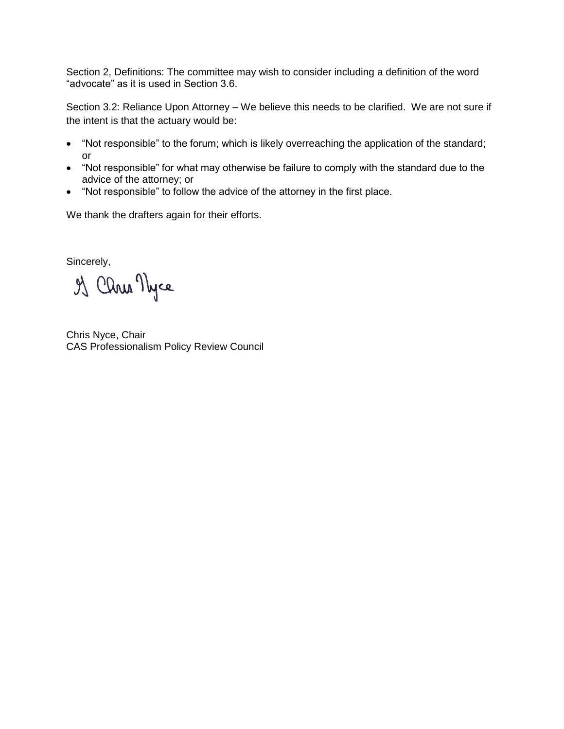Section 2, Definitions: The committee may wish to consider including a definition of the word "advocate" as it is used in Section 3.6.

Section 3.2: Reliance Upon Attorney – We believe this needs to be clarified. We are not sure if the intent is that the actuary would be:

- "Not responsible" to the forum; which is likely overreaching the application of the standard; or
- "Not responsible" for what may otherwise be failure to comply with the standard due to the advice of the attorney; or
- "Not responsible" to follow the advice of the attorney in the first place.

We thank the drafters again for their efforts.

Sincerely,

Chris Nyce, Chair
CAS Professionalism Policy Review Council